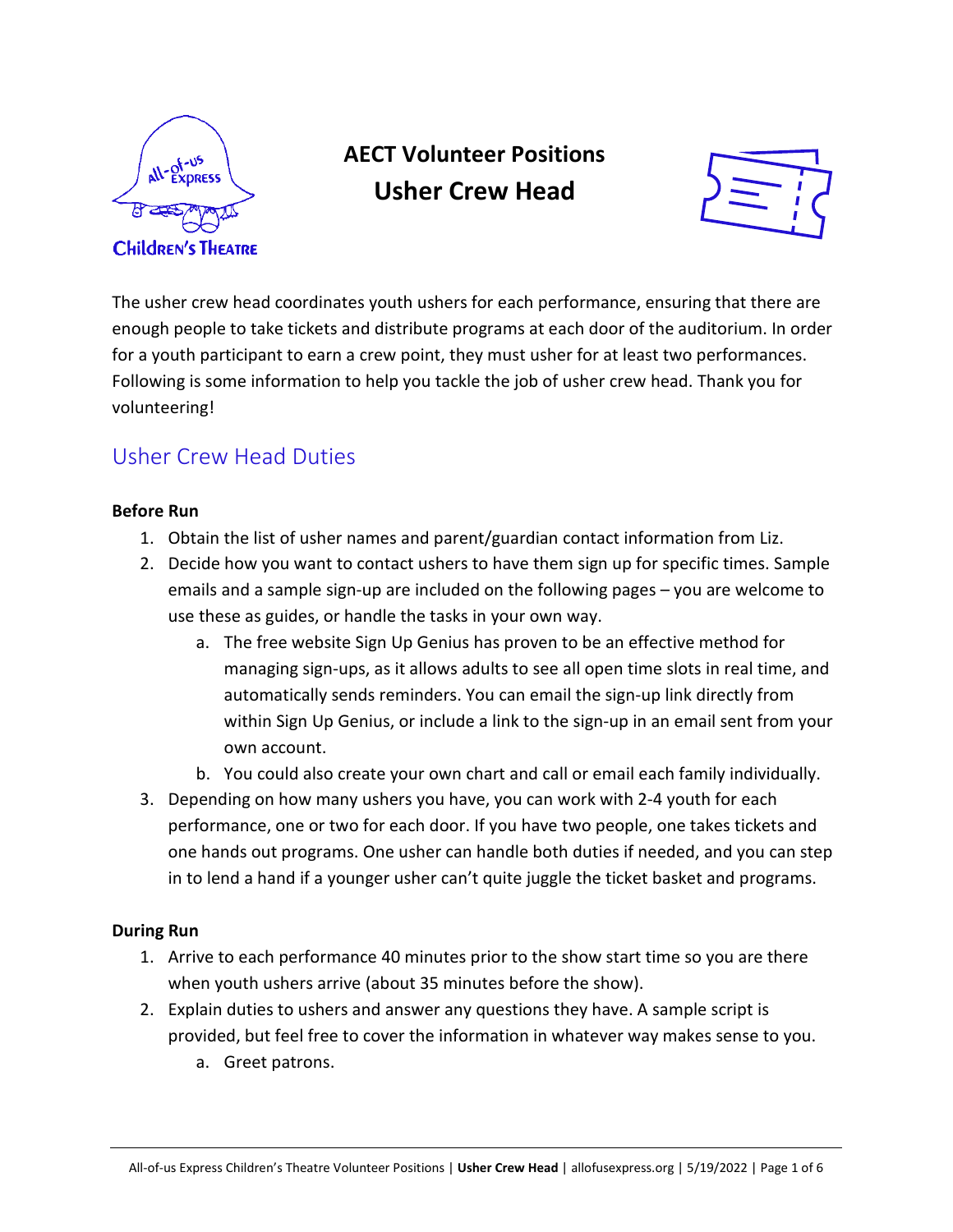# AECT Volunteer Positions
# Usher Crew Head

The usher crew head coordinates youth ushers for each performance, ensuring that there are enough people to take tickets and distribute programs at each door of the auditorium. In order for a youth participant to earn a crew point, they must usher for at least two performances. Following is some information to help you tackle the job of usher crew head. Thank you for volunteering!

## Usher Crew Head Duties

**Before Run**

1. Obtain the list of usher names and parent/guardian contact information from Liz.
2. Decide how you want to contact ushers to have them sign up for specific times. Sample emails and a sample sign-up are included on the following pages – you are welcome to use these as guides, or handle the tasks in your own way.
   a. The free website Sign Up Genius has proven to be an effective method for managing sign-ups, as it allows adults to see all open time slots in real time, and automatically sends reminders. You can email the sign-up link directly from within Sign Up Genius, or include a link to the sign-up in an email sent from your own account.
   b. You could also create your own chart and call or email each family individually.
3. Depending on how many ushers you have, you can work with 2-4 youth for each performance, one or two for each door. If you have two people, one takes tickets and one hands out programs. One usher can handle both duties if needed, and you can step in to lend a hand if a younger usher can't quite juggle the ticket basket and programs.

**During Run**

1. Arrive to each performance 40 minutes prior to the show start time so you are there when youth ushers arrive (about 35 minutes before the show).
2. Explain duties to ushers and answer any questions they have. A sample script is provided, but feel free to cover the information in whatever way makes sense to you.
   a. Greet patrons.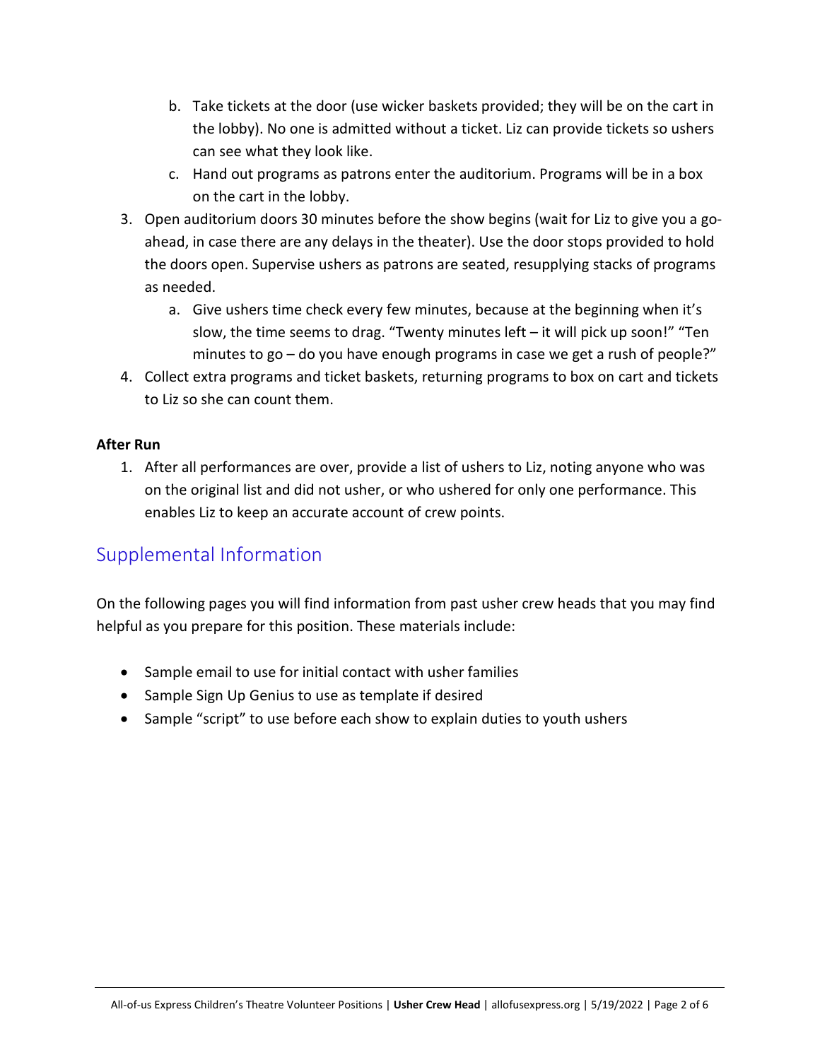b. Take tickets at the door (use wicker baskets provided; they will be on the cart in the lobby). No one is admitted without a ticket. Liz can provide tickets so ushers can see what they look like.
   c. Hand out programs as patrons enter the auditorium. Programs will be in a box on the cart in the lobby.
3. Open auditorium doors 30 minutes before the show begins (wait for Liz to give you a go-ahead, in case there are any delays in the theater). Use the door stops provided to hold the doors open. Supervise ushers as patrons are seated, resupplying stacks of programs as needed.
   a. Give ushers time check every few minutes, because at the beginning when it's slow, the time seems to drag. "Twenty minutes left – it will pick up soon!" "Ten minutes to go – do you have enough programs in case we get a rush of people?"
4. Collect extra programs and ticket baskets, returning programs to box on cart and tickets to Liz so she can count them.

**After Run**

1. After all performances are over, provide a list of ushers to Liz, noting anyone who was on the original list and did not usher, or who ushered for only one performance. This enables Liz to keep an accurate account of crew points.

## Supplemental Information

On the following pages you will find information from past usher crew heads that you may find helpful as you prepare for this position. These materials include:

- Sample email to use for initial contact with usher families
- Sample Sign Up Genius to use as template if desired
- Sample "script" to use before each show to explain duties to youth ushers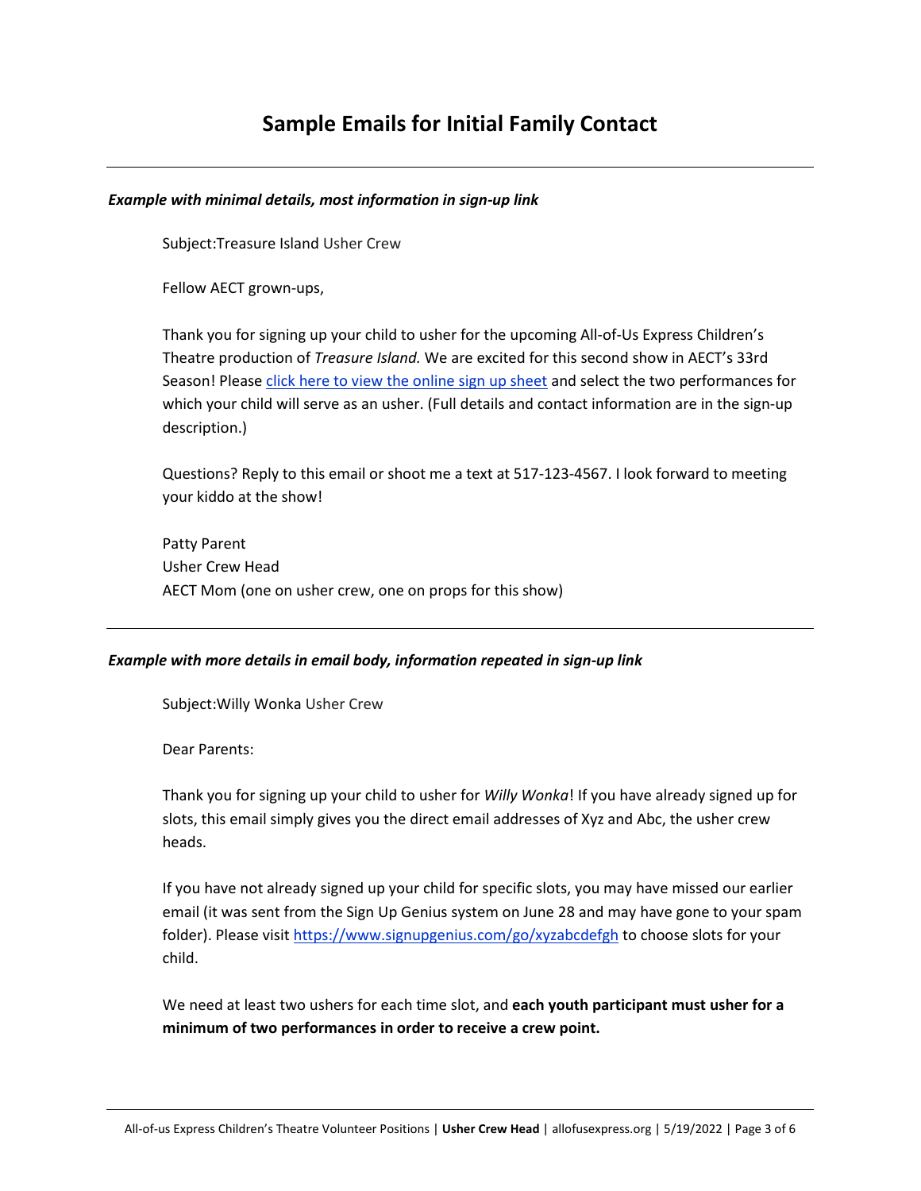# Sample Emails for Initial Family Contact

---

***Example with minimal details, most information in sign-up link***

Subject:Treasure Island Usher Crew

Fellow AECT grown-ups,

Thank you for signing up your child to usher for the upcoming All-of-Us Express Children's Theatre production of *Treasure Island.* We are excited for this second show in AECT's 33rd Season! Please click here to view the online sign up sheet and select the two performances for which your child will serve as an usher. (Full details and contact information are in the sign-up description.)

Questions? Reply to this email or shoot me a text at 517-123-4567. I look forward to meeting your kiddo at the show!

Patty Parent
Usher Crew Head
AECT Mom (one on usher crew, one on props for this show)

---

***Example with more details in email body, information repeated in sign-up link***

Subject:Willy Wonka Usher Crew

Dear Parents:

Thank you for signing up your child to usher for *Willy Wonka*! If you have already signed up for slots, this email simply gives you the direct email addresses of Xyz and Abc, the usher crew heads.

If you have not already signed up your child for specific slots, you may have missed our earlier email (it was sent from the Sign Up Genius system on June 28 and may have gone to your spam folder). Please visit https://www.signupgenius.com/go/xyzabcdefgh to choose slots for your child.

We need at least two ushers for each time slot, and **each youth participant must usher for a minimum of two performances in order to receive a crew point.**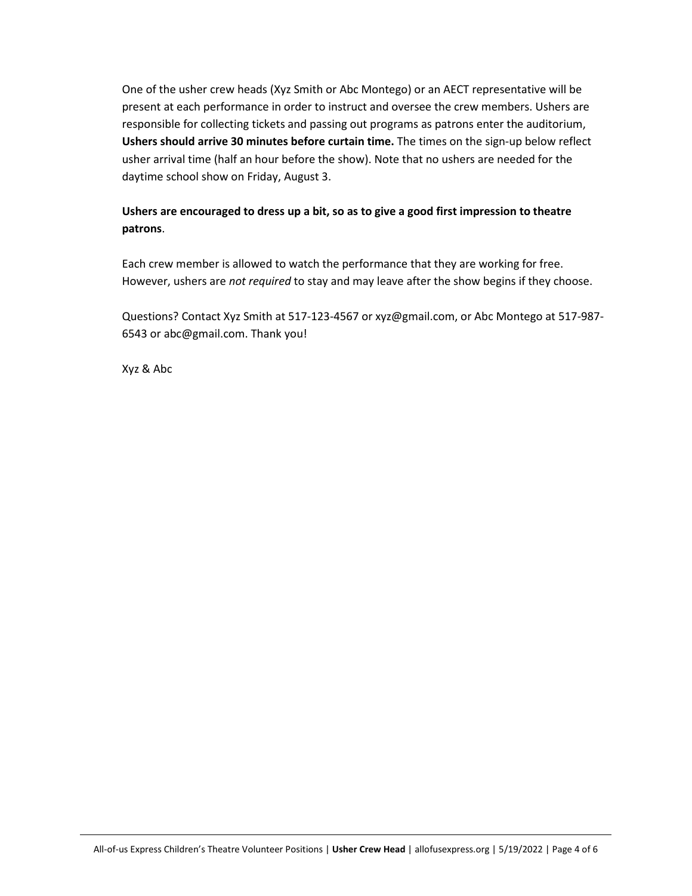One of the usher crew heads (Xyz Smith or Abc Montego) or an AECT representative will be present at each performance in order to instruct and oversee the crew members. Ushers are responsible for collecting tickets and passing out programs as patrons enter the auditorium, **Ushers should arrive 30 minutes before curtain time.** The times on the sign-up below reflect usher arrival time (half an hour before the show). Note that no ushers are needed for the daytime school show on Friday, August 3.

**Ushers are encouraged to dress up a bit, so as to give a good first impression to theatre patrons**.

Each crew member is allowed to watch the performance that they are working for free. However, ushers are *not required* to stay and may leave after the show begins if they choose.

Questions? Contact Xyz Smith at 517-123-4567 or xyz@gmail.com, or Abc Montego at 517-987-6543 or abc@gmail.com. Thank you!

Xyz & Abc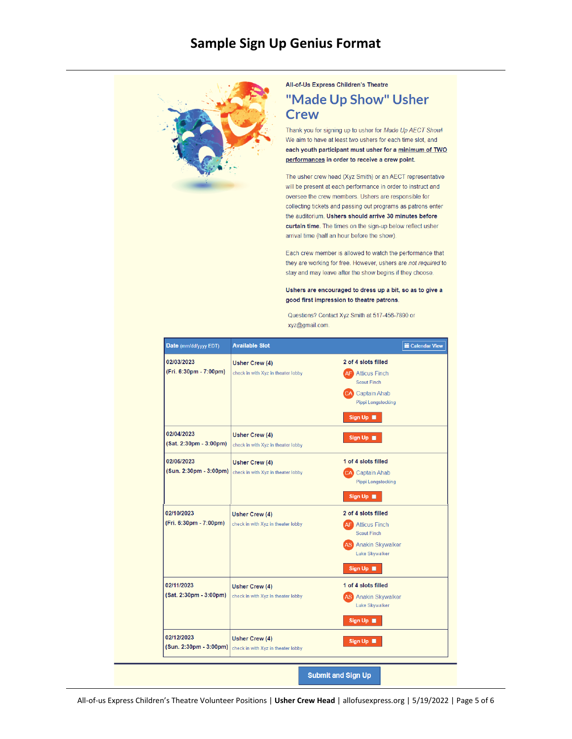# Sample Sign Up Genius Format

All-of-Us Express Children's Theatre

## "Made Up Show" Usher Crew

Thank you for signing up to usher for *Made Up AECT Show*! We aim to have at least two ushers for each time slot, and **each youth participant must usher for a minimum of TWO performances in order to receive a crew point.**

The usher crew head (Xyz Smith) or an AECT representative will be present at each performance in order to instruct and oversee the crew members. Ushers are responsible for collecting tickets and passing out programs as patrons enter the auditorium. **Ushers should arrive 30 minutes before curtain time.** The times on the sign-up below reflect usher arrival time (half an hour before the show).

Each crew member is allowed to watch the performance that they are working for free. However, ushers are *not required* to stay and may leave after the show begins if they choose.

**Ushers are encouraged to dress up a bit, so as to give a good first impression to theatre patrons.**

Questions? Contact Xyz Smith at 517-456-7890 or xyz@gmail.com.

| Date (mm/dd/yyyy EDT) | Available Slot | Calendar View |
|---|---|---|
| 02/03/2023 (Fri. 6:30pm - 7:00pm) | Usher Crew (4) check in with Xyz in theater lobby | 2 of 4 slots filled; AF Atticus Finch (Scout Finch); CA Captain Ahab (Pippi Longstocking); Sign Up |
| 02/04/2023 (Sat. 2:30pm - 3:00pm) | Usher Crew (4) check in with Xyz in theater lobby | Sign Up |
| 02/05/2023 (Sun. 2:30pm - 3:00pm) | Usher Crew (4) check in with Xyz in theater lobby | 1 of 4 slots filled; CA Captain Ahab (Pippi Longstocking); Sign Up |
| 02/10/2023 (Fri. 6:30pm - 7:00pm) | Usher Crew (4) check in with Xyz in theater lobby | 2 of 4 slots filled; AF Atticus Finch (Scout Finch); AS Anakin Skywalker (Luke Skywalker); Sign Up |
| 02/11/2023 (Sat. 2:30pm - 3:00pm) | Usher Crew (4) check in with Xyz in theater lobby | 1 of 4 slots filled; AS Anakin Skywalker (Luke Skywalker); Sign Up |
| 02/12/2023 (Sun. 2:30pm - 3:00pm) | Usher Crew (4) check in with Xyz in theater lobby | Sign Up |

Submit and Sign Up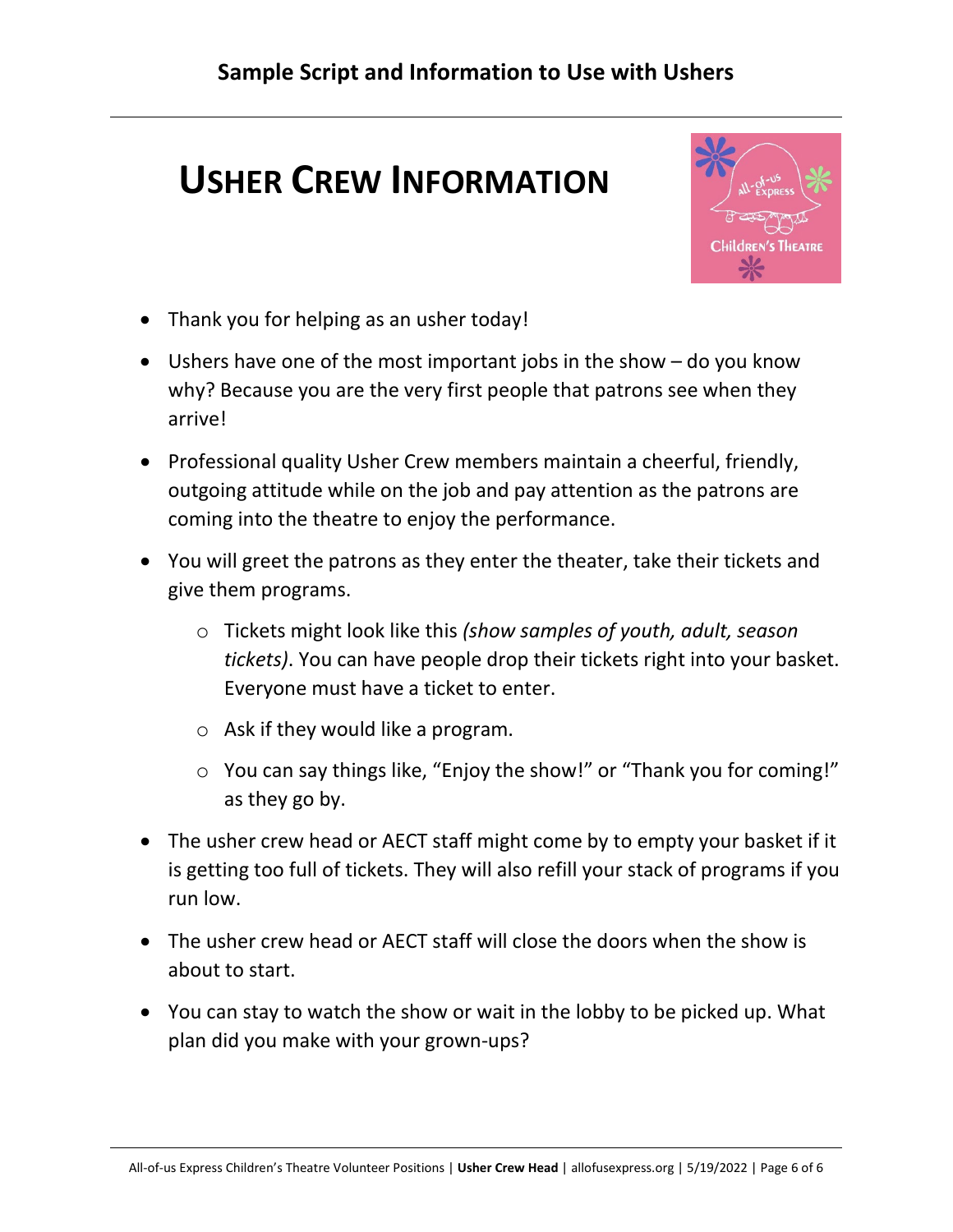## Sample Script and Information to Use with Ushers

# USHER CREW INFORMATION

- Thank you for helping as an usher today!
- Ushers have one of the most important jobs in the show – do you know why? Because you are the very first people that patrons see when they arrive!
- Professional quality Usher Crew members maintain a cheerful, friendly, outgoing attitude while on the job and pay attention as the patrons are coming into the theatre to enjoy the performance.
- You will greet the patrons as they enter the theater, take their tickets and give them programs.
  - Tickets might look like this *(show samples of youth, adult, season tickets)*. You can have people drop their tickets right into your basket. Everyone must have a ticket to enter.
  - Ask if they would like a program.
  - You can say things like, "Enjoy the show!" or "Thank you for coming!" as they go by.
- The usher crew head or AECT staff might come by to empty your basket if it is getting too full of tickets. They will also refill your stack of programs if you run low.
- The usher crew head or AECT staff will close the doors when the show is about to start.
- You can stay to watch the show or wait in the lobby to be picked up. What plan did you make with your grown-ups?